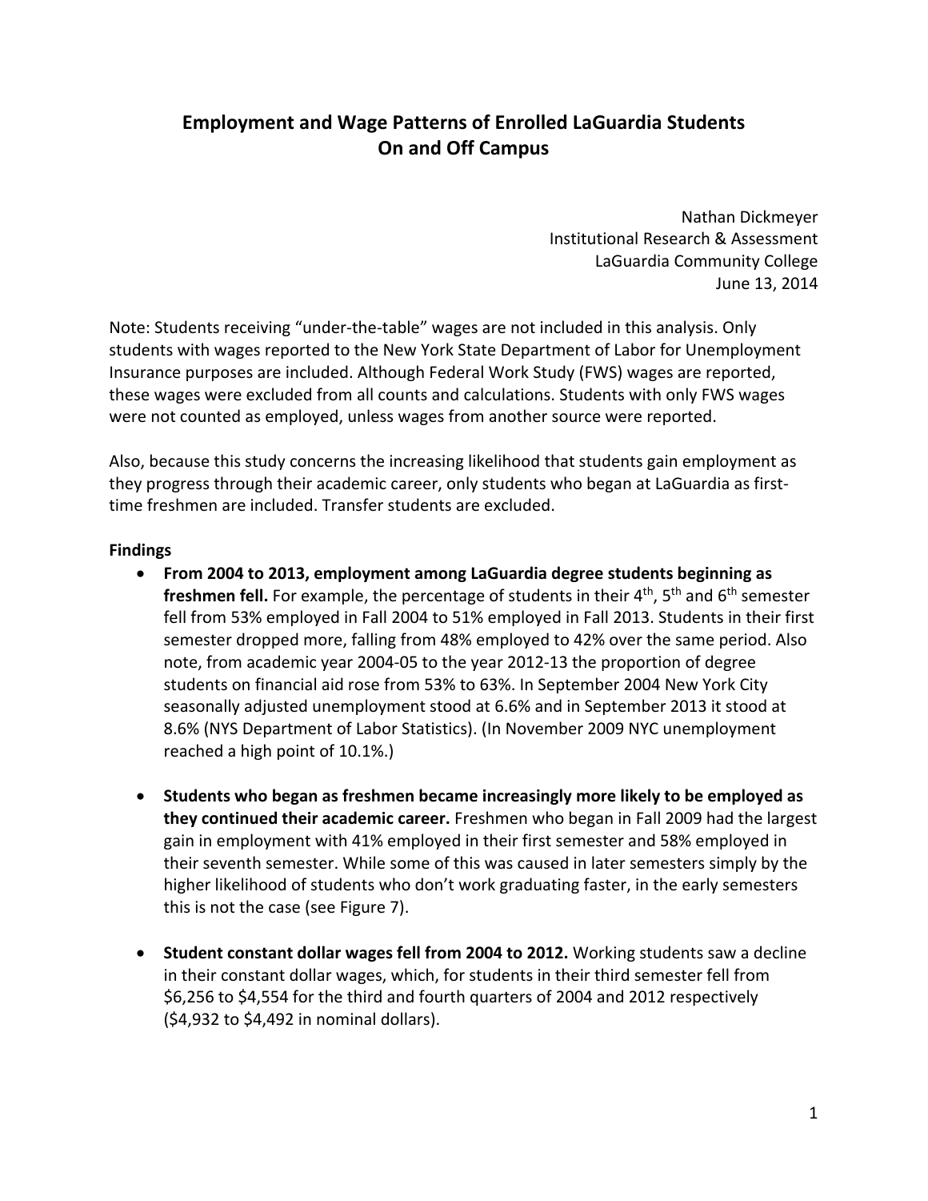# Employment and Wage Patterns of Enrolled LaGuardia Students On and Off Campus

Nathan Dickmeyer
Institutional Research & Assessment
LaGuardia Community College
June 13, 2014

Note: Students receiving "under-the-table" wages are not included in this analysis. Only students with wages reported to the New York State Department of Labor for Unemployment Insurance purposes are included. Although Federal Work Study (FWS) wages are reported, these wages were excluded from all counts and calculations. Students with only FWS wages were not counted as employed, unless wages from another source were reported.

Also, because this study concerns the increasing likelihood that students gain employment as they progress through their academic career, only students who began at LaGuardia as first-time freshmen are included. Transfer students are excluded.

**Findings**

- **From 2004 to 2013, employment among LaGuardia degree students beginning as freshmen fell.** For example, the percentage of students in their 4th, 5th and 6th semester fell from 53% employed in Fall 2004 to 51% employed in Fall 2013. Students in their first semester dropped more, falling from 48% employed to 42% over the same period. Also note, from academic year 2004-05 to the year 2012-13 the proportion of degree students on financial aid rose from 53% to 63%. In September 2004 New York City seasonally adjusted unemployment stood at 6.6% and in September 2013 it stood at 8.6% (NYS Department of Labor Statistics). (In November 2009 NYC unemployment reached a high point of 10.1%.)

- **Students who began as freshmen became increasingly more likely to be employed as they continued their academic career.** Freshmen who began in Fall 2009 had the largest gain in employment with 41% employed in their first semester and 58% employed in their seventh semester. While some of this was caused in later semesters simply by the higher likelihood of students who don't work graduating faster, in the early semesters this is not the case (see Figure 7).

- **Student constant dollar wages fell from 2004 to 2012.** Working students saw a decline in their constant dollar wages, which, for students in their third semester fell from $6,256 to $4,554 for the third and fourth quarters of 2004 and 2012 respectively ($4,932 to $4,492 in nominal dollars).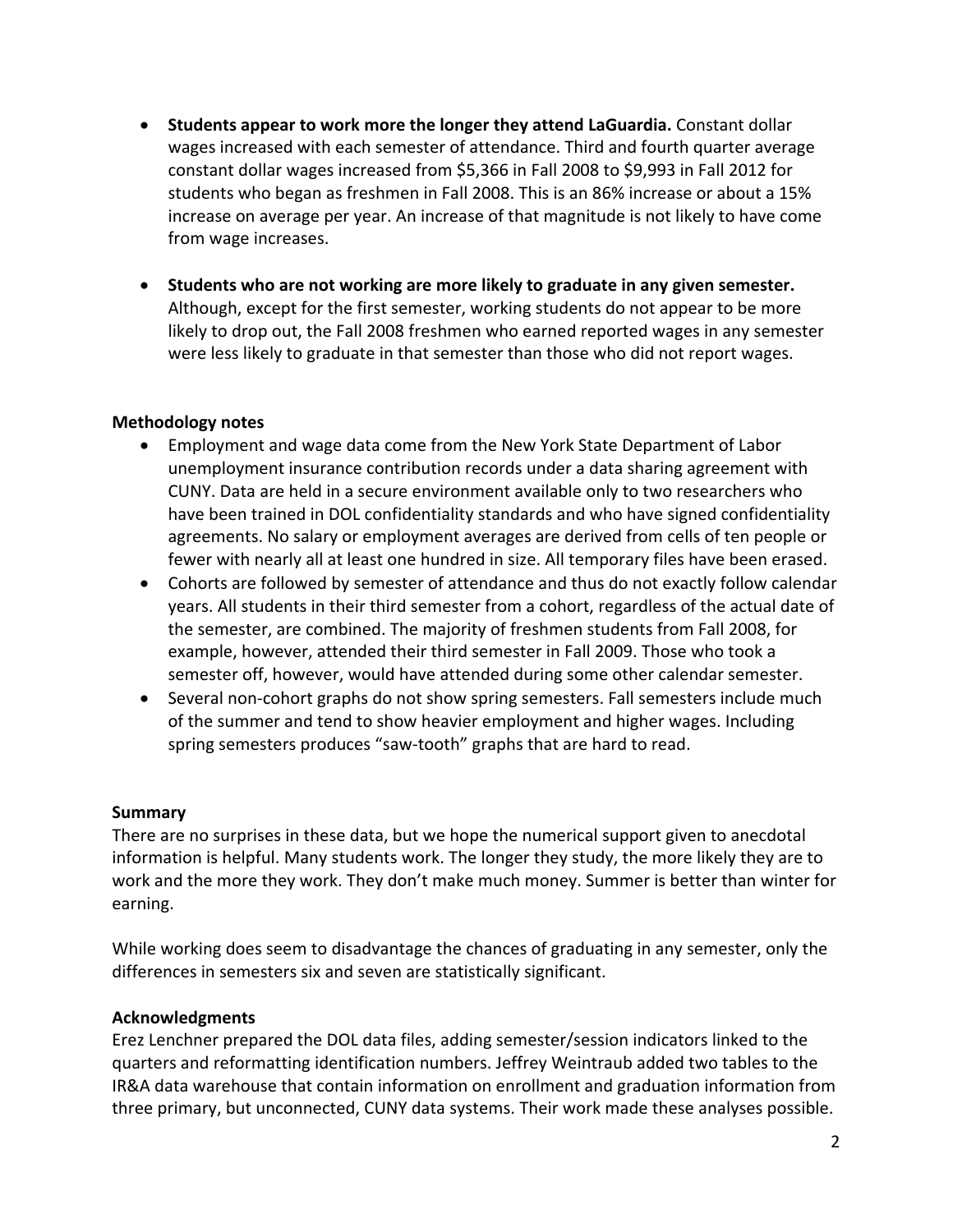- **Students appear to work more the longer they attend LaGuardia.** Constant dollar wages increased with each semester of attendance. Third and fourth quarter average constant dollar wages increased from $5,366 in Fall 2008 to $9,993 in Fall 2012 for students who began as freshmen in Fall 2008. This is an 86% increase or about a 15% increase on average per year. An increase of that magnitude is not likely to have come from wage increases.

- **Students who are not working are more likely to graduate in any given semester.** Although, except for the first semester, working students do not appear to be more likely to drop out, the Fall 2008 freshmen who earned reported wages in any semester were less likely to graduate in that semester than those who did not report wages.

**Methodology notes**

- Employment and wage data come from the New York State Department of Labor unemployment insurance contribution records under a data sharing agreement with CUNY. Data are held in a secure environment available only to two researchers who have been trained in DOL confidentiality standards and who have signed confidentiality agreements. No salary or employment averages are derived from cells of ten people or fewer with nearly all at least one hundred in size. All temporary files have been erased.
- Cohorts are followed by semester of attendance and thus do not exactly follow calendar years. All students in their third semester from a cohort, regardless of the actual date of the semester, are combined. The majority of freshmen students from Fall 2008, for example, however, attended their third semester in Fall 2009. Those who took a semester off, however, would have attended during some other calendar semester.
- Several non-cohort graphs do not show spring semesters. Fall semesters include much of the summer and tend to show heavier employment and higher wages. Including spring semesters produces "saw-tooth" graphs that are hard to read.

**Summary**

There are no surprises in these data, but we hope the numerical support given to anecdotal information is helpful. Many students work. The longer they study, the more likely they are to work and the more they work. They don't make much money. Summer is better than winter for earning.

While working does seem to disadvantage the chances of graduating in any semester, only the differences in semesters six and seven are statistically significant.

**Acknowledgments**

Erez Lenchner prepared the DOL data files, adding semester/session indicators linked to the quarters and reformatting identification numbers. Jeffrey Weintraub added two tables to the IR&A data warehouse that contain information on enrollment and graduation information from three primary, but unconnected, CUNY data systems. Their work made these analyses possible.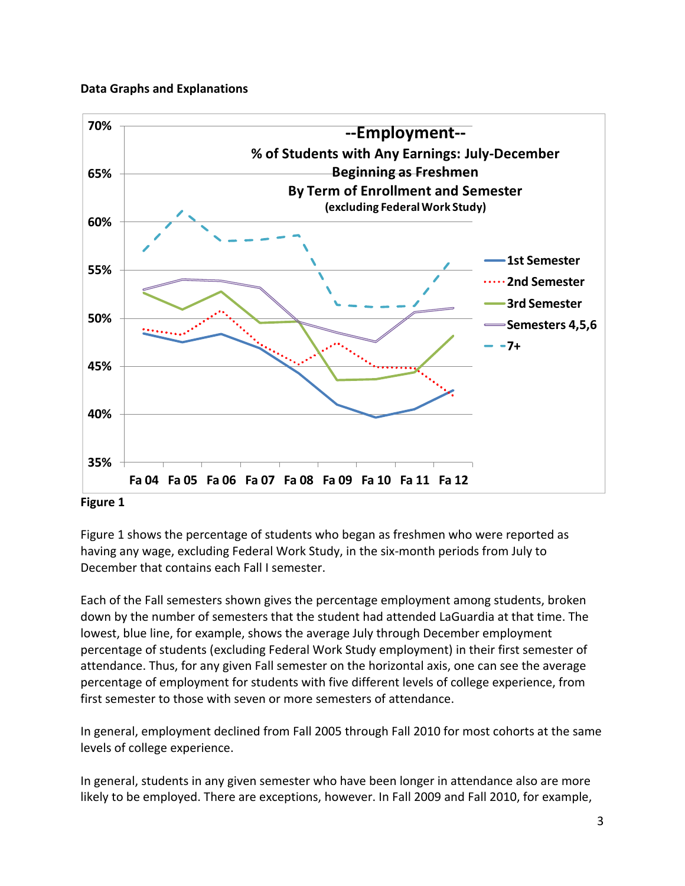**Data Graphs and Explanations**

**Figure 1**

Figure 1 shows the percentage of students who began as freshmen who were reported as having any wage, excluding Federal Work Study, in the six-month periods from July to December that contains each Fall I semester.

Each of the Fall semesters shown gives the percentage employment among students, broken down by the number of semesters that the student had attended LaGuardia at that time. The lowest, blue line, for example, shows the average July through December employment percentage of students (excluding Federal Work Study employment) in their first semester of attendance. Thus, for any given Fall semester on the horizontal axis, one can see the average percentage of employment for students with five different levels of college experience, from first semester to those with seven or more semesters of attendance.

In general, employment declined from Fall 2005 through Fall 2010 for most cohorts at the same levels of college experience.

In general, students in any given semester who have been longer in attendance also are more likely to be employed. There are exceptions, however. In Fall 2009 and Fall 2010, for example,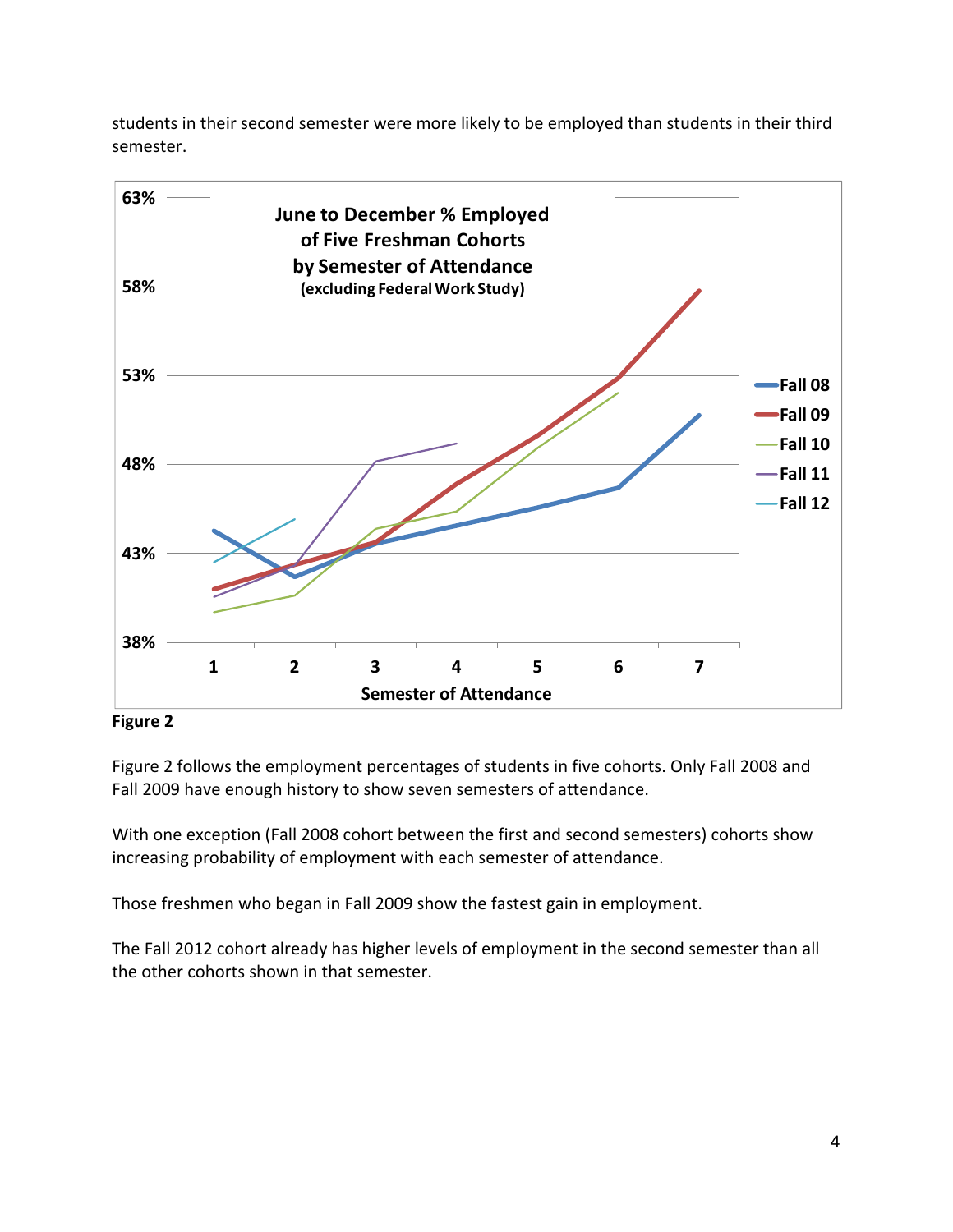students in their second semester were more likely to be employed than students in their third semester.

**Figure 2**

Figure 2 follows the employment percentages of students in five cohorts. Only Fall 2008 and Fall 2009 have enough history to show seven semesters of attendance.

With one exception (Fall 2008 cohort between the first and second semesters) cohorts show increasing probability of employment with each semester of attendance.

Those freshmen who began in Fall 2009 show the fastest gain in employment.

The Fall 2012 cohort already has higher levels of employment in the second semester than all the other cohorts shown in that semester.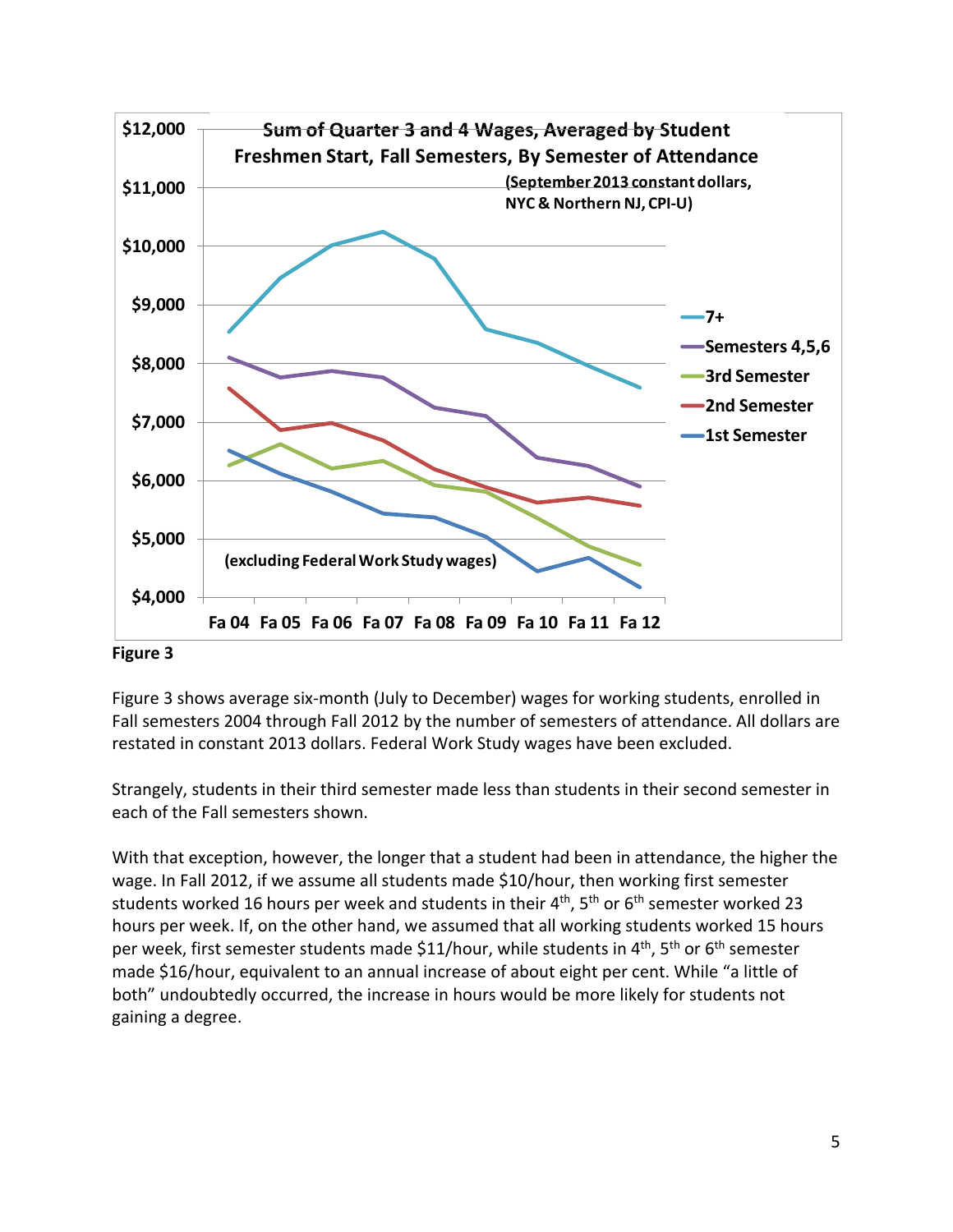**Figure 3**

Figure 3 shows average six-month (July to December) wages for working students, enrolled in Fall semesters 2004 through Fall 2012 by the number of semesters of attendance. All dollars are restated in constant 2013 dollars. Federal Work Study wages have been excluded.

Strangely, students in their third semester made less than students in their second semester in each of the Fall semesters shown.

With that exception, however, the longer that a student had been in attendance, the higher the wage. In Fall 2012, if we assume all students made $10/hour, then working first semester students worked 16 hours per week and students in their 4th, 5th or 6th semester worked 23 hours per week. If, on the other hand, we assumed that all working students worked 15 hours per week, first semester students made $11/hour, while students in 4th, 5th or 6th semester made $16/hour, equivalent to an annual increase of about eight per cent. While "a little of both" undoubtedly occurred, the increase in hours would be more likely for students not gaining a degree.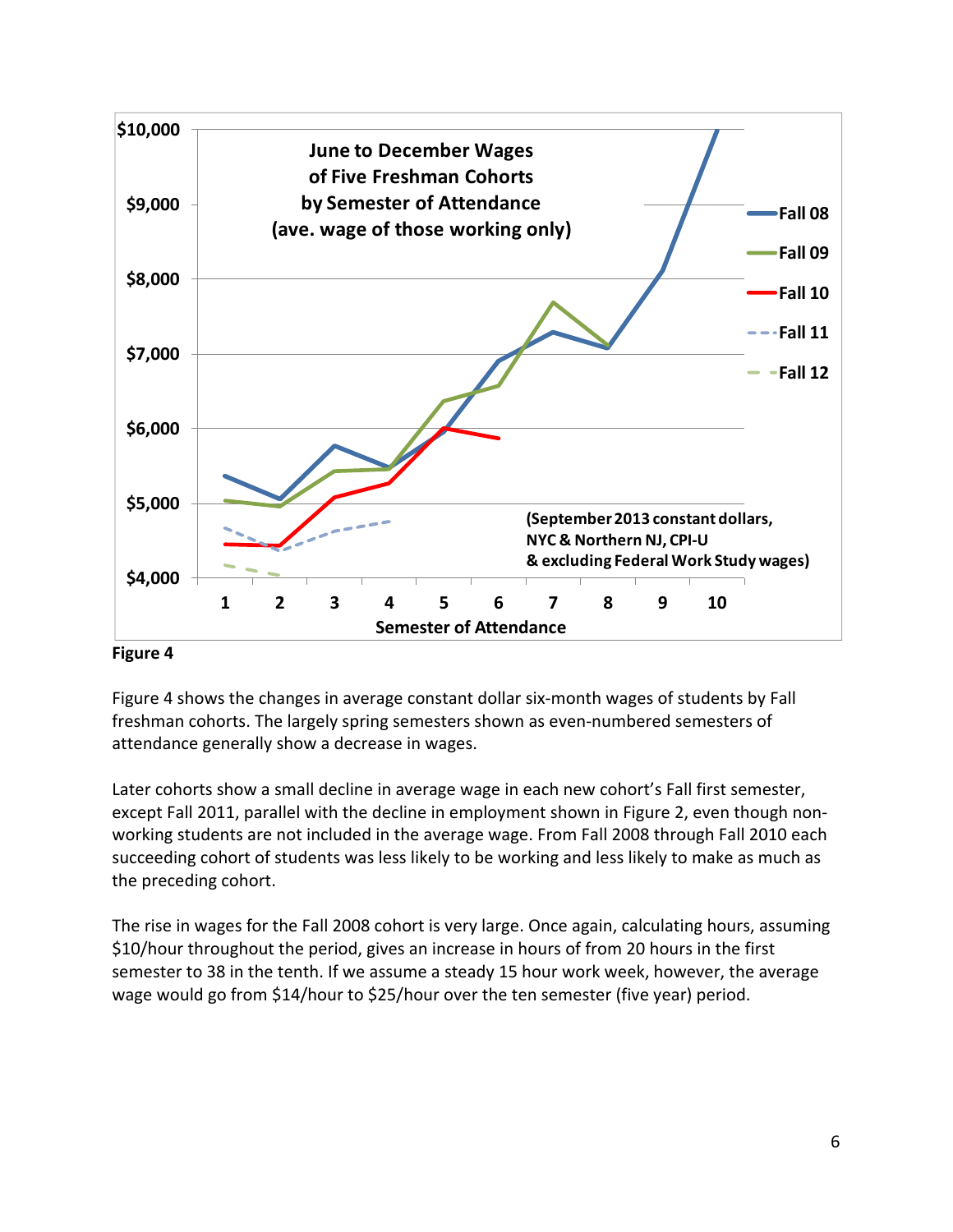Figure 4

Figure 4 shows the changes in average constant dollar six-month wages of students by Fall freshman cohorts. The largely spring semesters shown as even-numbered semesters of attendance generally show a decrease in wages.

Later cohorts show a small decline in average wage in each new cohort's Fall first semester, except Fall 2011, parallel with the decline in employment shown in Figure 2, even though non-working students are not included in the average wage. From Fall 2008 through Fall 2010 each succeeding cohort of students was less likely to be working and less likely to make as much as the preceding cohort.

The rise in wages for the Fall 2008 cohort is very large. Once again, calculating hours, assuming $10/hour throughout the period, gives an increase in hours of from 20 hours in the first semester to 38 in the tenth. If we assume a steady 15 hour work week, however, the average wage would go from $14/hour to $25/hour over the ten semester (five year) period.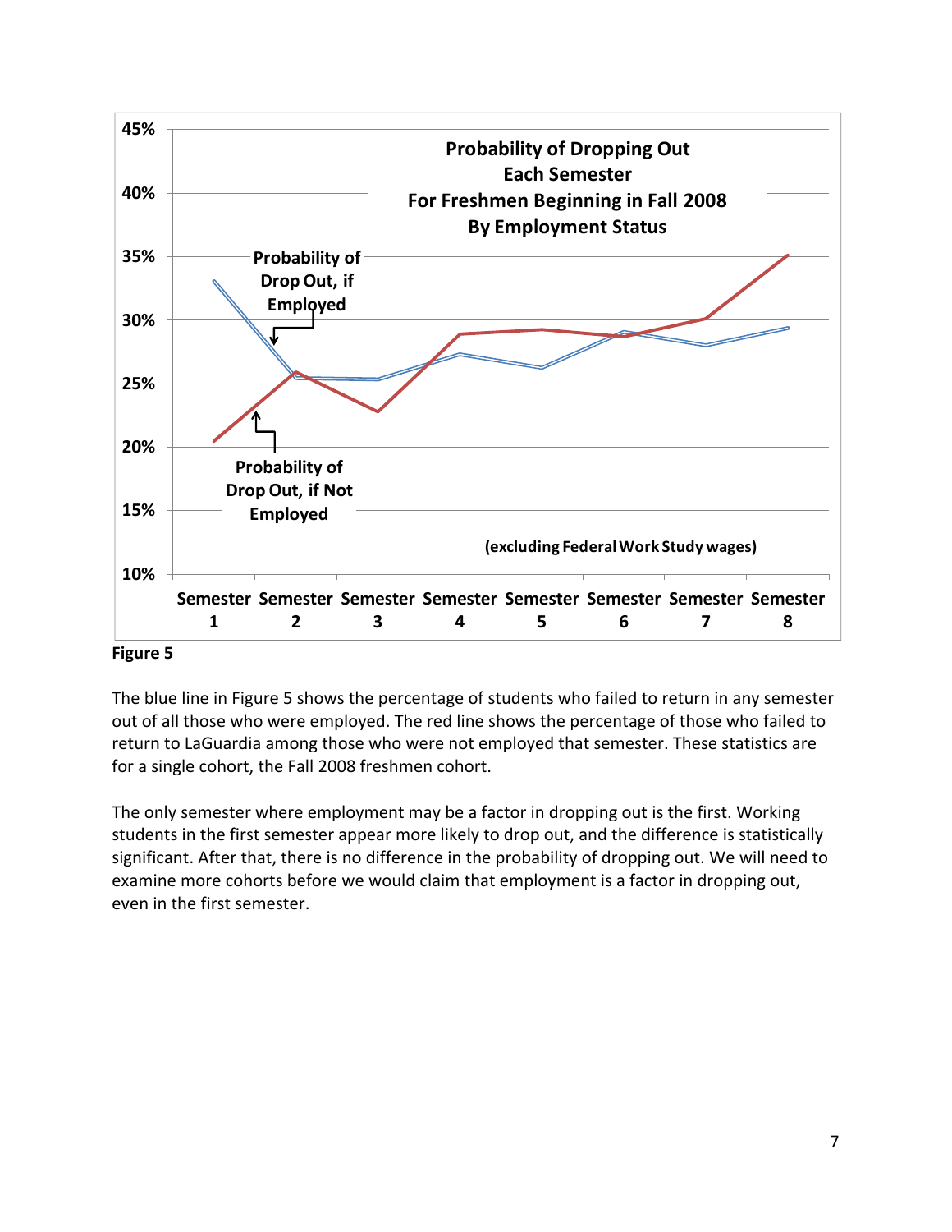Figure 5

The blue line in Figure 5 shows the percentage of students who failed to return in any semester out of all those who were employed. The red line shows the percentage of those who failed to return to LaGuardia among those who were not employed that semester. These statistics are for a single cohort, the Fall 2008 freshmen cohort.

The only semester where employment may be a factor in dropping out is the first. Working students in the first semester appear more likely to drop out, and the difference is statistically significant. After that, there is no difference in the probability of dropping out. We will need to examine more cohorts before we would claim that employment is a factor in dropping out, even in the first semester.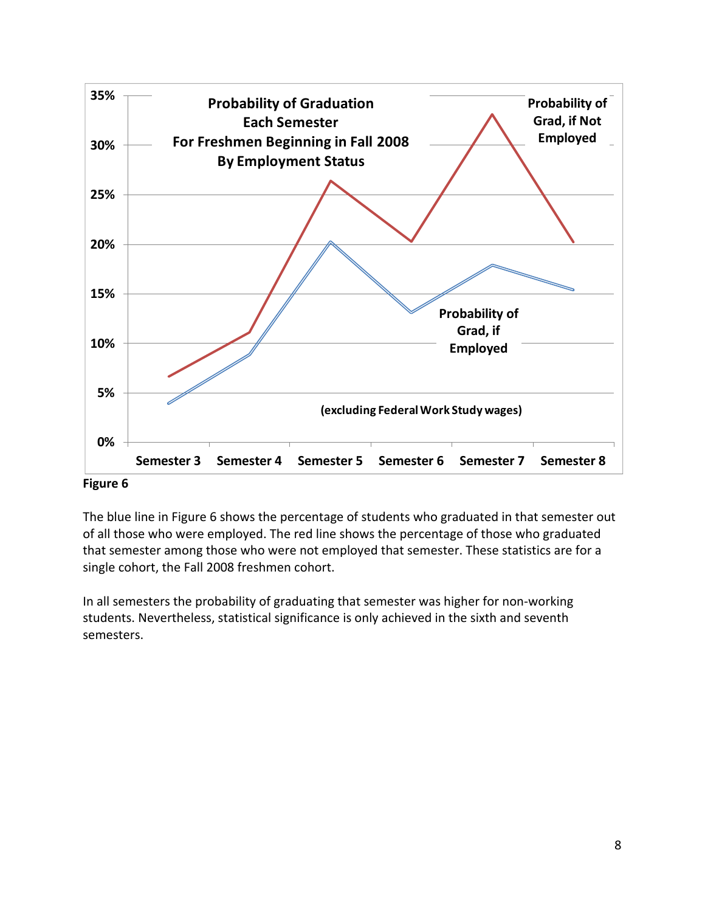**Figure 6**

The blue line in Figure 6 shows the percentage of students who graduated in that semester out of all those who were employed. The red line shows the percentage of those who graduated that semester among those who were not employed that semester. These statistics are for a single cohort, the Fall 2008 freshmen cohort.

In all semesters the probability of graduating that semester was higher for non-working students. Nevertheless, statistical significance is only achieved in the sixth and seventh semesters.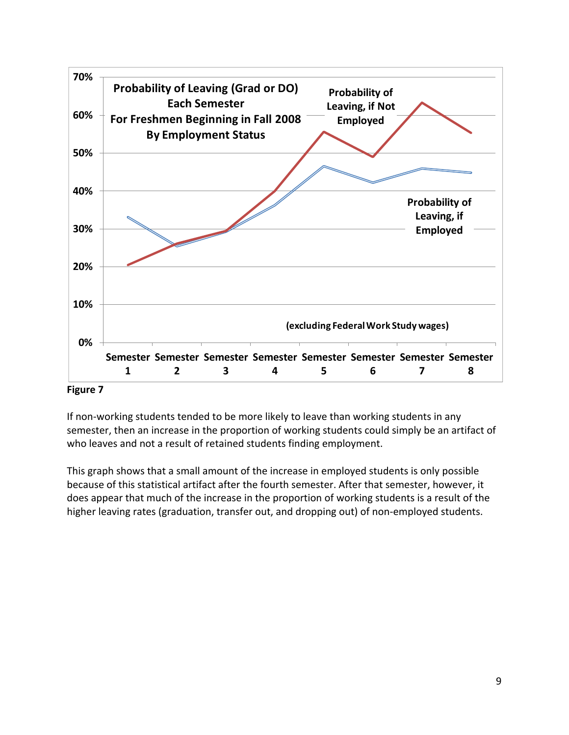Probability of Leaving (Grad or DO)
Each Semester
For Freshmen Beginning in Fall 2008
By Employment Status

70%
60%
50%
40%
30%
20%
10%
0%

Probability of Leaving, if Not Employed

Probability of Leaving, if Employed

(excluding Federal Work Study wages)

Semester 1 Semester 2 Semester 3 Semester 4 Semester 5 Semester 6 Semester 7 Semester 8

Figure 7

If non-working students tended to be more likely to leave than working students in any semester, then an increase in the proportion of working students could simply be an artifact of who leaves and not a result of retained students finding employment.

This graph shows that a small amount of the increase in employed students is only possible because of this statistical artifact after the fourth semester. After that semester, however, it does appear that much of the increase in the proportion of working students is a result of the higher leaving rates (graduation, transfer out, and dropping out) of non-employed students.